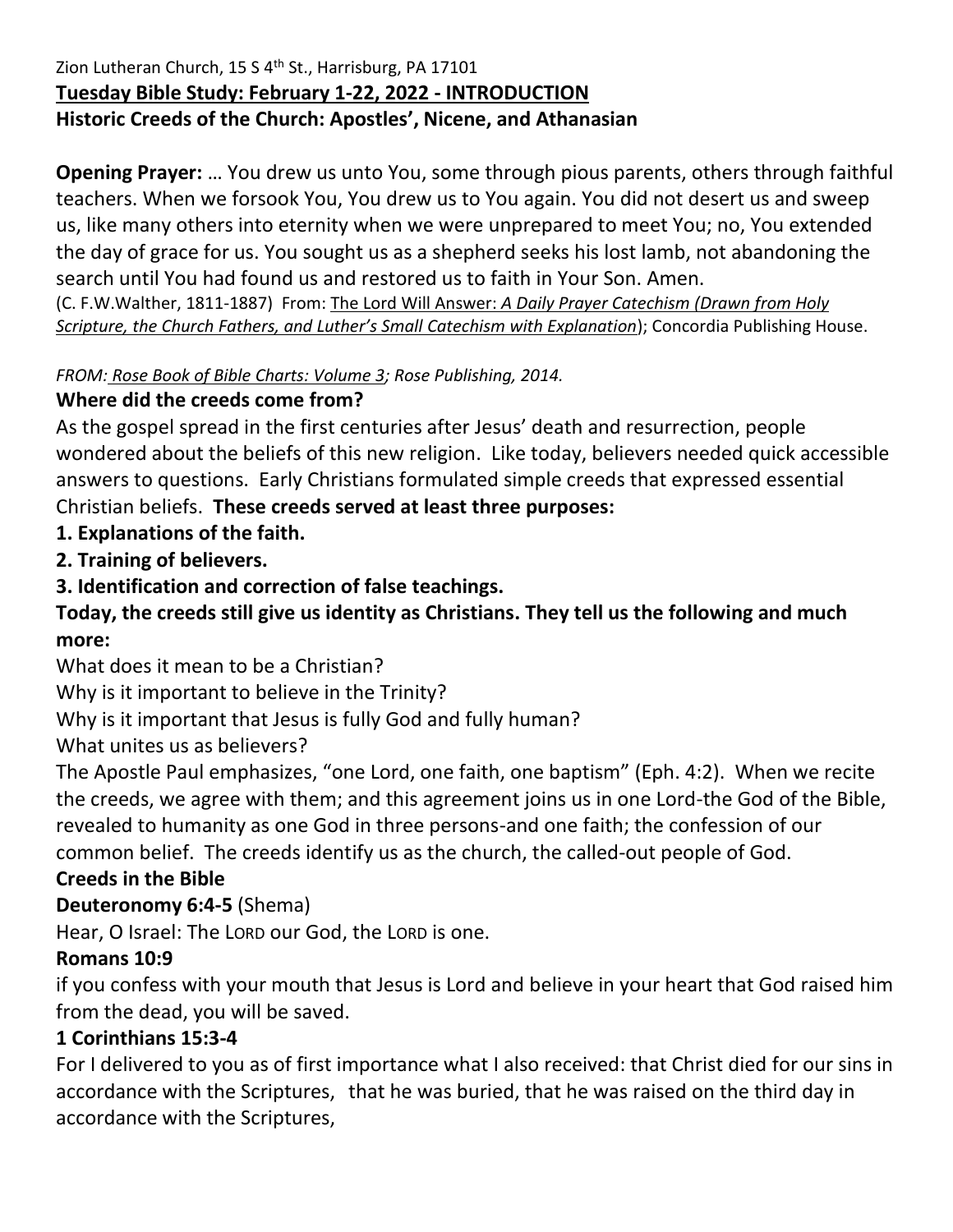Zion Lutheran Church, 15 S 4th St., Harrisburg, PA 17101

**Tuesday Bible Study: February 1-22, 2022 - INTRODUCTION**

**Historic Creeds of the Church: Apostles', Nicene, and Athanasian**

**Opening Prayer:** … You drew us unto You, some through pious parents, others through faithful teachers. When we forsook You, You drew us to You again. You did not desert us and sweep us, like many others into eternity when we were unprepared to meet You; no, You extended the day of grace for us. You sought us as a shepherd seeks his lost lamb, not abandoning the search until You had found us and restored us to faith in Your Son. Amen.

(C. F.W.Walther, 1811-1887) From: The Lord Will Answer: *A Daily Prayer Catechism (Drawn from Holy Scripture, the Church Fathers, and Luther's Small Catechism with Explanation*); Concordia Publishing House.

*FROM: Rose Book of Bible Charts: Volume 3; Rose Publishing, 2014.*

**Where did the creeds come from?**

As the gospel spread in the first centuries after Jesus' death and resurrection, people wondered about the beliefs of this new religion. Like today, believers needed quick accessible answers to questions. Early Christians formulated simple creeds that expressed essential Christian beliefs. **These creeds served at least three purposes:**

**1. Explanations of the faith.**

**2. Training of believers.**

**3. Identification and correction of false teachings.**

**Today, the creeds still give us identity as Christians. They tell us the following and much more:**

What does it mean to be a Christian?

Why is it important to believe in the Trinity?

Why is it important that Jesus is fully God and fully human?

What unites us as believers?

The Apostle Paul emphasizes, "one Lord, one faith, one baptism" (Eph. 4:2). When we recite the creeds, we agree with them; and this agreement joins us in one Lord-the God of the Bible, revealed to humanity as one God in three persons-and one faith; the confession of our common belief. The creeds identify us as the church, the called-out people of God.

**Creeds in the Bible**

**Deuteronomy 6:4-5** (Shema)

Hear, O Israel: The LORD our God, the LORD is one.

**Romans 10:9**

if you confess with your mouth that Jesus is Lord and believe in your heart that God raised him from the dead, you will be saved.

**1 Corinthians 15:3-4**

For I delivered to you as of first importance what I also received: that Christ died for our sins in accordance with the Scriptures, that he was buried, that he was raised on the third day in accordance with the Scriptures,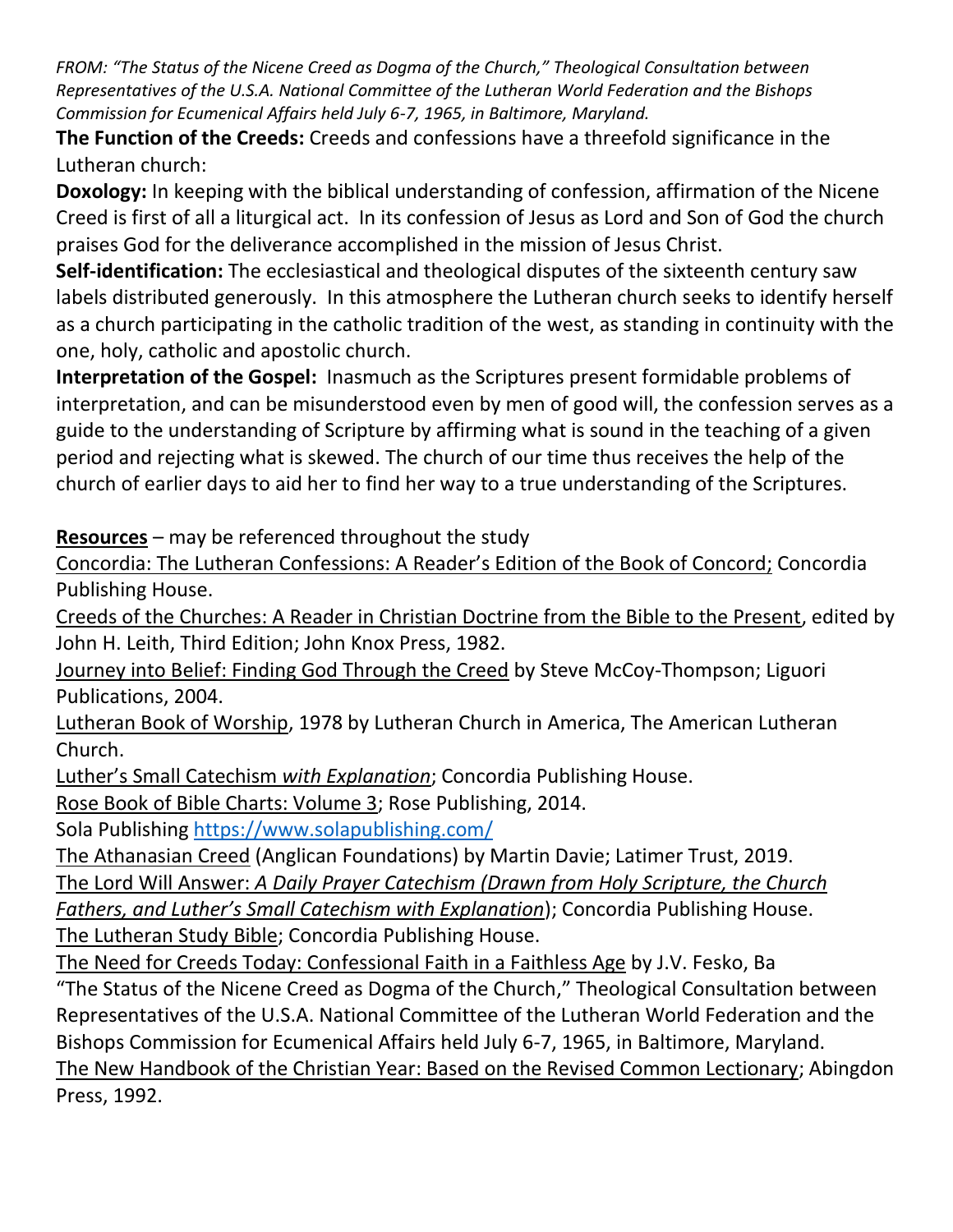*FROM: "The Status of the Nicene Creed as Dogma of the Church," Theological Consultation between Representatives of the U.S.A. National Committee of the Lutheran World Federation and the Bishops Commission for Ecumenical Affairs held July 6-7, 1965, in Baltimore, Maryland.*

**The Function of the Creeds:** Creeds and confessions have a threefold significance in the Lutheran church:

**Doxology:** In keeping with the biblical understanding of confession, affirmation of the Nicene Creed is first of all a liturgical act. In its confession of Jesus as Lord and Son of God the church praises God for the deliverance accomplished in the mission of Jesus Christ.

**Self-identification:** The ecclesiastical and theological disputes of the sixteenth century saw labels distributed generously. In this atmosphere the Lutheran church seeks to identify herself as a church participating in the catholic tradition of the west, as standing in continuity with the one, holy, catholic and apostolic church.

**Interpretation of the Gospel:** Inasmuch as the Scriptures present formidable problems of interpretation, and can be misunderstood even by men of good will, the confession serves as a guide to the understanding of Scripture by affirming what is sound in the teaching of a given period and rejecting what is skewed. The church of our time thus receives the help of the church of earlier days to aid her to find her way to a true understanding of the Scriptures.

**Resources** – may be referenced throughout the study

Concordia: The Lutheran Confessions: A Reader's Edition of the Book of Concord; Concordia Publishing House.

Creeds of the Churches: A Reader in Christian Doctrine from the Bible to the Present, edited by John H. Leith, Third Edition; John Knox Press, 1982.

Journey into Belief: Finding God Through the Creed by Steve McCoy-Thompson; Liguori Publications, 2004.

Lutheran Book of Worship, 1978 by Lutheran Church in America, The American Lutheran Church.

Luther's Small Catechism *with Explanation*; Concordia Publishing House.

Rose Book of Bible Charts: Volume 3; Rose Publishing, 2014.

Sola Publishing https://www.solapublishing.com/

The Athanasian Creed (Anglican Foundations) by Martin Davie; Latimer Trust, 2019.

The Lord Will Answer: *A Daily Prayer Catechism (Drawn from Holy Scripture, the Church Fathers, and Luther's Small Catechism with Explanation*); Concordia Publishing House.

The Lutheran Study Bible; Concordia Publishing House.

The Need for Creeds Today: Confessional Faith in a Faithless Age by J.V. Fesko, Ba

"The Status of the Nicene Creed as Dogma of the Church," Theological Consultation between Representatives of the U.S.A. National Committee of the Lutheran World Federation and the Bishops Commission for Ecumenical Affairs held July 6-7, 1965, in Baltimore, Maryland.

The New Handbook of the Christian Year: Based on the Revised Common Lectionary; Abingdon Press, 1992.